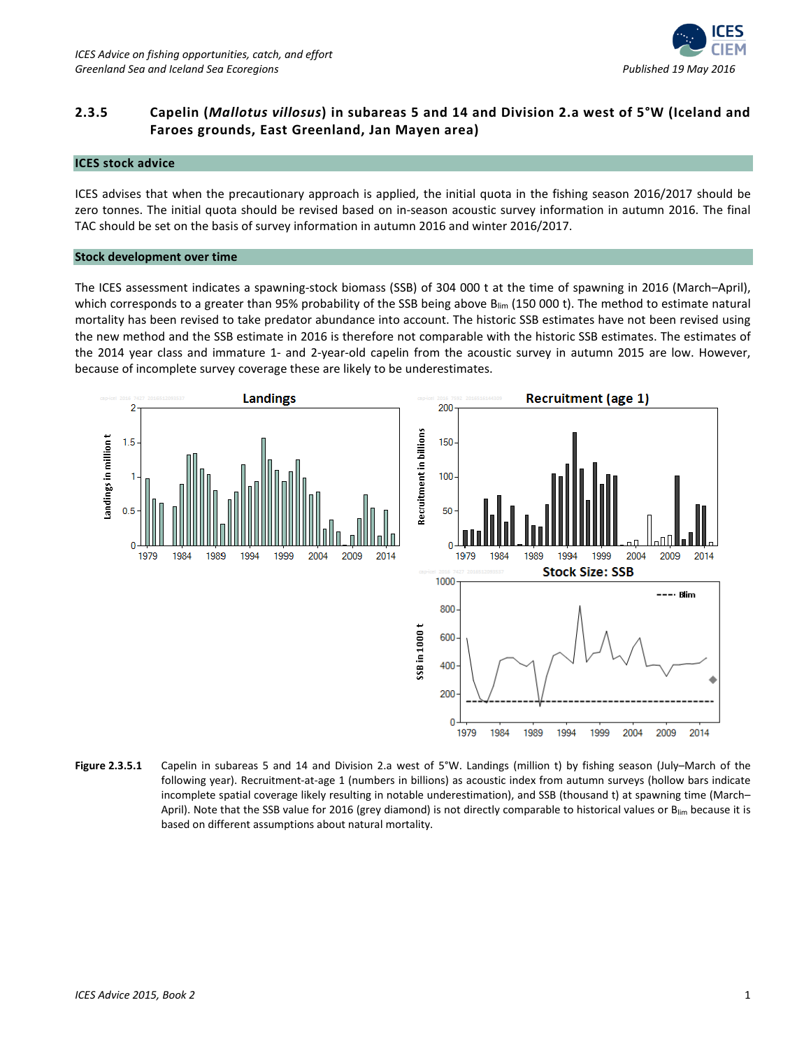## 2.3.5 Capelin (*Mallotus villosus*) in subareas 5 and 14 and Division 2.a west of 5°W (Iceland and Faroes grounds, East Greenland, Jan Mayen area)

### ICES stock advice

ICES advises that when the precautionary approach is applied, the initial quota in the fishing season 2016/2017 should be zero tonnes. The initial quota should be revised based on in-season acoustic survey information in autumn 2016. The final TAC should be set on the basis of survey information in autumn 2016 and winter 2016/2017.

### Stock development over time

The ICES assessment indicates a spawning-stock biomass (SSB) of 304 000 t at the time of spawning in 2016 (March–April), which corresponds to a greater than 95% probability of the SSB being above $B_{lim}$ (150 000 t). The method to estimate natural mortality has been revised to take predator abundance into account. The historic SSB estimates have not been revised using the new method and the SSB estimate in 2016 is therefore not comparable with the historic SSB estimates. The estimates of the 2014 year class and immature 1- and 2-year-old capelin from the acoustic survey in autumn 2015 are low. However, because of incomplete survey coverage these are likely to be underestimates.

**Figure 2.3.5.1** Capelin in subareas 5 and 14 and Division 2.a west of 5°W. Landings (million t) by fishing season (July–March of the following year). Recruitment-at-age 1 (numbers in billions) as acoustic index from autumn surveys (hollow bars indicate incomplete spatial coverage likely resulting in notable underestimation), and SSB (thousand t) at spawning time (March–April). Note that the SSB value for 2016 (grey diamond) is not directly comparable to historical values or $B_{lim}$ because it is based on different assumptions about natural mortality.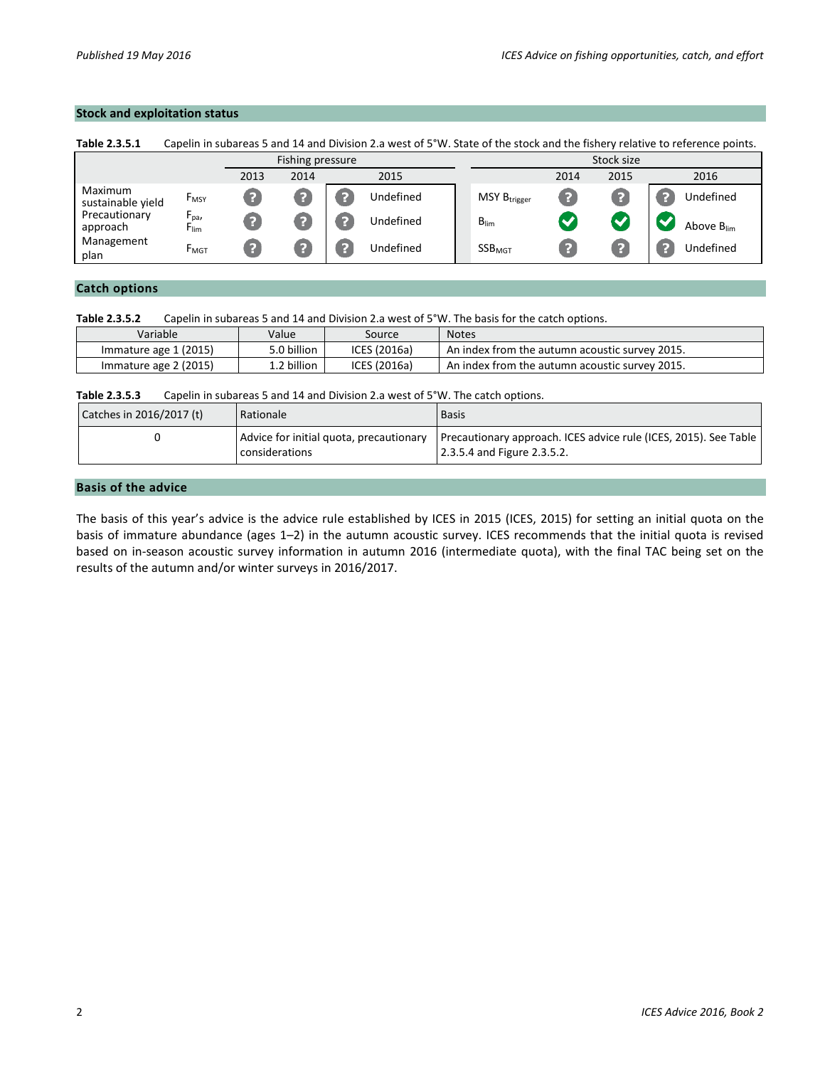## Stock and exploitation status

**Table 2.3.5.1** Capelin in subareas 5 and 14 and Division 2.a west of 5°W. State of the stock and the fishery relative to reference points.

| | | Fishing pressure | | | Stock size | | | |
|---|---|---|---|---|---|---|---|---|
| | | 2013 | 2014 | 2015 | | 2014 | 2015 | 2016 |
| Maximum sustainable yield | $F_{MSY}$ | ? | ? | ? Undefined | MSY $B_{trigger}$ | ? | ? | ? Undefined |
| Precautionary approach | $F_{pa}$, $F_{lim}$ | ? | ? | ? Undefined | $B_{lim}$ | ✔ | ✔ | ✔ Above $B_{lim}$ |
| Management plan | $F_{MGT}$ | ? | ? | ? Undefined | $SSB_{MGT}$ | ? | ? | ? Undefined |

## Catch options

**Table 2.3.5.2** Capelin in subareas 5 and 14 and Division 2.a west of 5°W. The basis for the catch options.

| Variable | Value | Source | Notes |
|---|---|---|---|
| Immature age 1 (2015) | 5.0 billion | ICES (2016a) | An index from the autumn acoustic survey 2015. |
| Immature age 2 (2015) | 1.2 billion | ICES (2016a) | An index from the autumn acoustic survey 2015. |

**Table 2.3.5.3** Capelin in subareas 5 and 14 and Division 2.a west of 5°W. The catch options.

| Catches in 2016/2017 (t) | Rationale | Basis |
|---|---|---|
| 0 | Advice for initial quota, precautionary considerations | Precautionary approach. ICES advice rule (ICES, 2015). See Table 2.3.5.4 and Figure 2.3.5.2. |

## Basis of the advice

The basis of this year's advice is the advice rule established by ICES in 2015 (ICES, 2015) for setting an initial quota on the basis of immature abundance (ages 1–2) in the autumn acoustic survey. ICES recommends that the initial quota is revised based on in-season acoustic survey information in autumn 2016 (intermediate quota), with the final TAC being set on the results of the autumn and/or winter surveys in 2016/2017.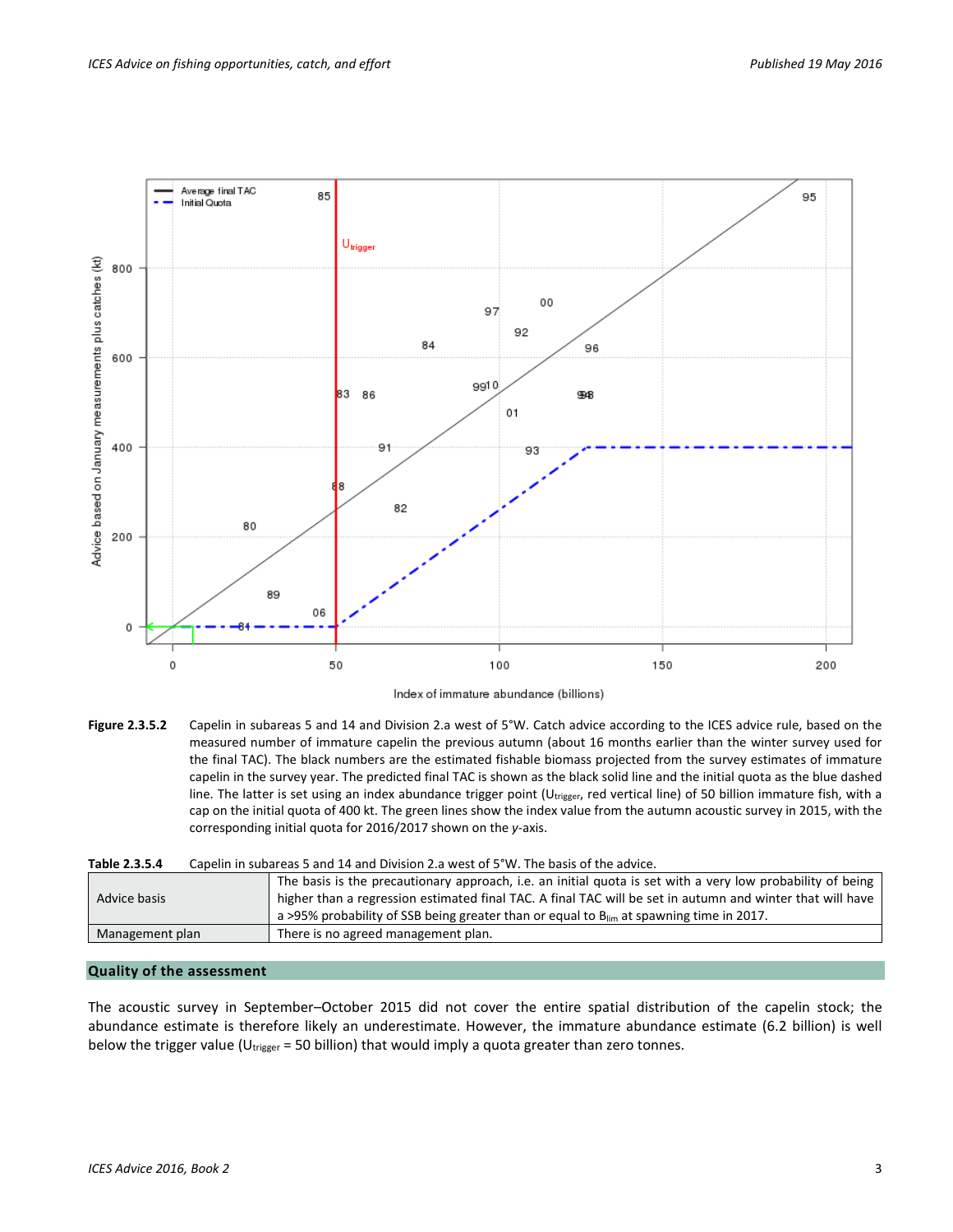**Figure 2.3.5.2** Capelin in subareas 5 and 14 and Division 2.a west of 5°W. Catch advice according to the ICES advice rule, based on the measured number of immature capelin the previous autumn (about 16 months earlier than the winter survey used for the final TAC). The black numbers are the estimated fishable biomass projected from the survey estimates of immature capelin in the survey year. The predicted final TAC is shown as the black solid line and the initial quota as the blue dashed line. The latter is set using an index abundance trigger point ($U_{trigger}$, red vertical line) of 50 billion immature fish, with a cap on the initial quota of 400 kt. The green lines show the index value from the autumn acoustic survey in 2015, with the corresponding initial quota for 2016/2017 shown on the *y*-axis.

**Table 2.3.5.4** Capelin in subareas 5 and 14 and Division 2.a west of 5°W. The basis of the advice.

| | |
|---|---|
| Advice basis | The basis is the precautionary approach, i.e. an initial quota is set with a very low probability of being higher than a regression estimated final TAC. A final TAC will be set in autumn and winter that will have a >95% probability of SSB being greater than or equal to $B_{lim}$ at spawning time in 2017. |
| Management plan | There is no agreed management plan. |

## Quality of the assessment

The acoustic survey in September–October 2015 did not cover the entire spatial distribution of the capelin stock; the abundance estimate is therefore likely an underestimate. However, the immature abundance estimate (6.2 billion) is well below the trigger value ($U_{trigger}$ = 50 billion) that would imply a quota greater than zero tonnes.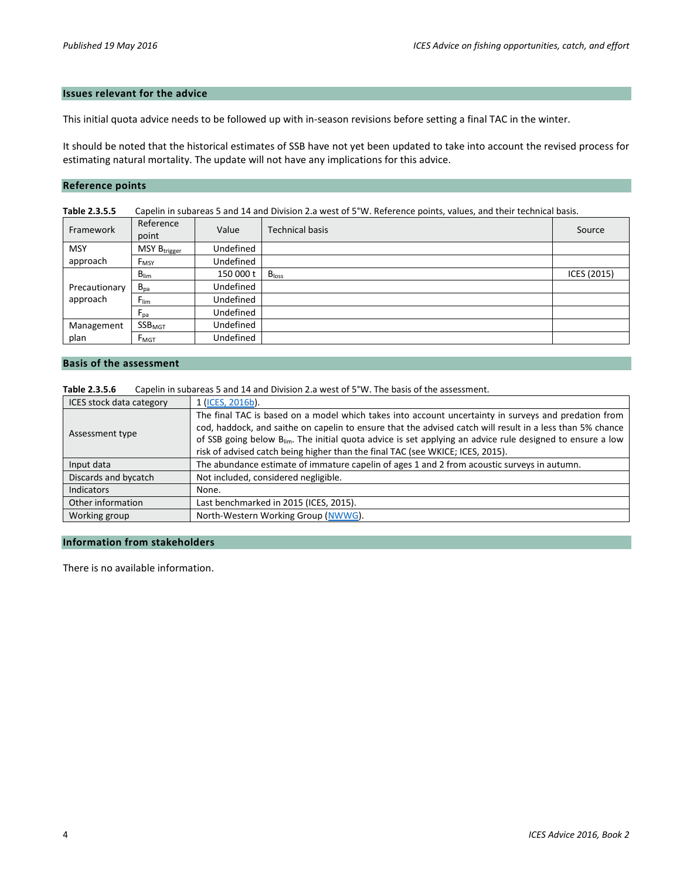## Issues relevant for the advice

This initial quota advice needs to be followed up with in-season revisions before setting a final TAC in the winter.

It should be noted that the historical estimates of SSB have not yet been updated to take into account the revised process for estimating natural mortality. The update will not have any implications for this advice.

## Reference points

**Table 2.3.5.5** Capelin in subareas 5 and 14 and Division 2.a west of 5°W. Reference points, values, and their technical basis.

| Framework | Reference point | Value | Technical basis | Source |
|---|---|---|---|---|
| MSY approach | MSY $B_{trigger}$ | Undefined | | |
| | $F_{MSY}$ | Undefined | | |
| Precautionary approach | $B_{lim}$ | 150 000 t | $B_{loss}$ | ICES (2015) |
| | $B_{pa}$ | Undefined | | |
| | $F_{lim}$ | Undefined | | |
| | $F_{pa}$ | Undefined | | |
| Management plan | $SSB_{MGT}$ | Undefined | | |
| | $F_{MGT}$ | Undefined | | |

## Basis of the assessment

**Table 2.3.5.6** Capelin in subareas 5 and 14 and Division 2.a west of 5°W. The basis of the assessment.

| | |
|---|---|
| ICES stock data category | 1 (ICES, 2016b). |
| Assessment type | The final TAC is based on a model which takes into account uncertainty in surveys and predation from cod, haddock, and saithe on capelin to ensure that the advised catch will result in a less than 5% chance of SSB going below $B_{lim}$. The initial quota advice is set applying an advice rule designed to ensure a low risk of advised catch being higher than the final TAC (see WKICE; ICES, 2015). |
| Input data | The abundance estimate of immature capelin of ages 1 and 2 from acoustic surveys in autumn. |
| Discards and bycatch | Not included, considered negligible. |
| Indicators | None. |
| Other information | Last benchmarked in 2015 (ICES, 2015). |
| Working group | North-Western Working Group (NWWG). |

## Information from stakeholders

There is no available information.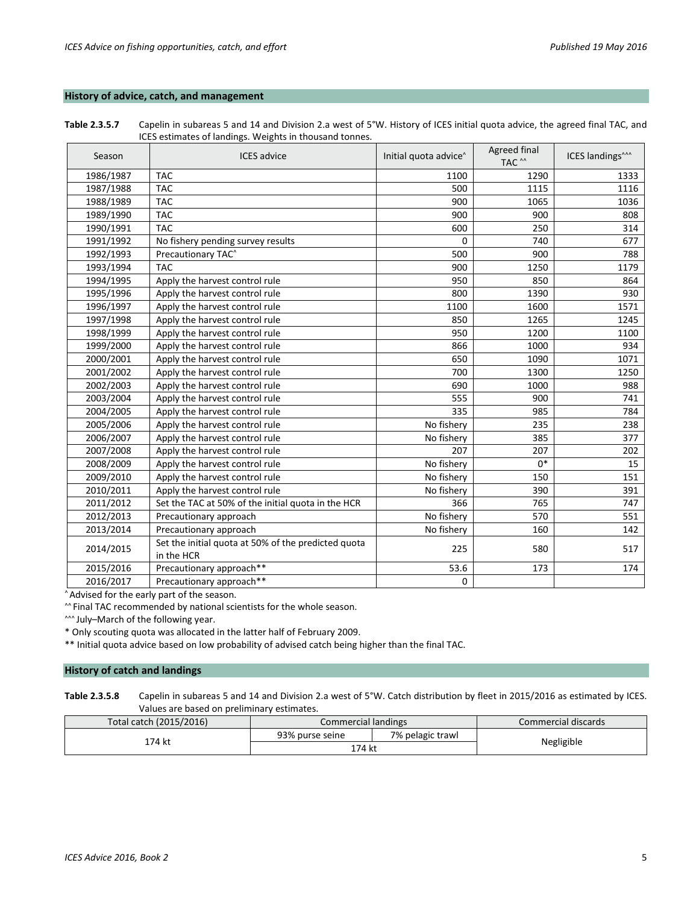## History of advice, catch, and management

**Table 2.3.5.7** Capelin in subareas 5 and 14 and Division 2.a west of 5°W. History of ICES initial quota advice, the agreed final TAC, and ICES estimates of landings. Weights in thousand tonnes.

| Season | ICES advice | Initial quota advice^ | Agreed final TAC ^^ | ICES landings^^^ |
|---|---|---|---|---|
| 1986/1987 | TAC | 1100 | 1290 | 1333 |
| 1987/1988 | TAC | 500 | 1115 | 1116 |
| 1988/1989 | TAC | 900 | 1065 | 1036 |
| 1989/1990 | TAC | 900 | 900 | 808 |
| 1990/1991 | TAC | 600 | 250 | 314 |
| 1991/1992 | No fishery pending survey results | 0 | 740 | 677 |
| 1992/1993 | Precautionary TAC^ | 500 | 900 | 788 |
| 1993/1994 | TAC | 900 | 1250 | 1179 |
| 1994/1995 | Apply the harvest control rule | 950 | 850 | 864 |
| 1995/1996 | Apply the harvest control rule | 800 | 1390 | 930 |
| 1996/1997 | Apply the harvest control rule | 1100 | 1600 | 1571 |
| 1997/1998 | Apply the harvest control rule | 850 | 1265 | 1245 |
| 1998/1999 | Apply the harvest control rule | 950 | 1200 | 1100 |
| 1999/2000 | Apply the harvest control rule | 866 | 1000 | 934 |
| 2000/2001 | Apply the harvest control rule | 650 | 1090 | 1071 |
| 2001/2002 | Apply the harvest control rule | 700 | 1300 | 1250 |
| 2002/2003 | Apply the harvest control rule | 690 | 1000 | 988 |
| 2003/2004 | Apply the harvest control rule | 555 | 900 | 741 |
| 2004/2005 | Apply the harvest control rule | 335 | 985 | 784 |
| 2005/2006 | Apply the harvest control rule | No fishery | 235 | 238 |
| 2006/2007 | Apply the harvest control rule | No fishery | 385 | 377 |
| 2007/2008 | Apply the harvest control rule | 207 | 207 | 202 |
| 2008/2009 | Apply the harvest control rule | No fishery | 0* | 15 |
| 2009/2010 | Apply the harvest control rule | No fishery | 150 | 151 |
| 2010/2011 | Apply the harvest control rule | No fishery | 390 | 391 |
| 2011/2012 | Set the TAC at 50% of the initial quota in the HCR | 366 | 765 | 747 |
| 2012/2013 | Precautionary approach | No fishery | 570 | 551 |
| 2013/2014 | Precautionary approach | No fishery | 160 | 142 |
| 2014/2015 | Set the initial quota at 50% of the predicted quota in the HCR | 225 | 580 | 517 |
| 2015/2016 | Precautionary approach** | 53.6 | 173 | 174 |
| 2016/2017 | Precautionary approach** | 0 | | |

^ Advised for the early part of the season.
^^ Final TAC recommended by national scientists for the whole season.
^^^ July–March of the following year.
* Only scouting quota was allocated in the latter half of February 2009.
** Initial quota advice based on low probability of advised catch being higher than the final TAC.

## History of catch and landings

**Table 2.3.5.8** Capelin in subareas 5 and 14 and Division 2.a west of 5°W. Catch distribution by fleet in 2015/2016 as estimated by ICES. Values are based on preliminary estimates.

| Total catch (2015/2016) | Commercial landings | | Commercial discards |
|---|---|---|---|
| 174 kt | 93% purse seine | 7% pelagic trawl | Negligible |
| | 174 kt | | |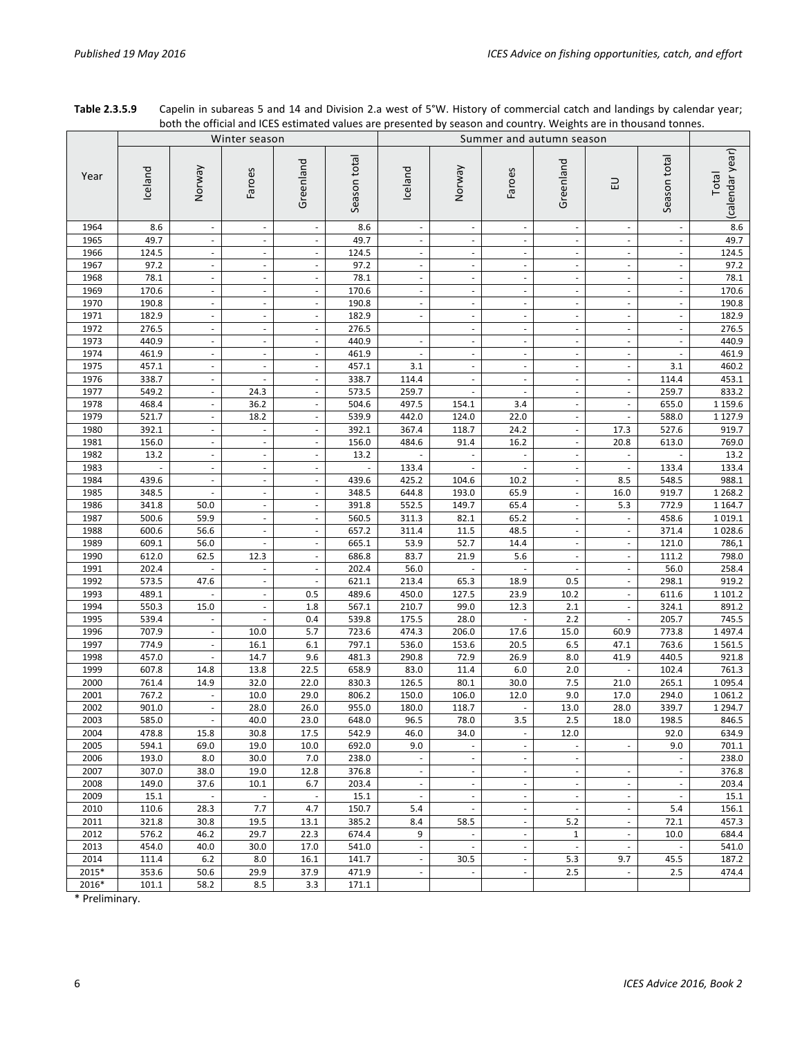**Table 2.3.5.9** Capelin in subareas 5 and 14 and Division 2.a west of 5°W. History of commercial catch and landings by calendar year; both the official and ICES estimated values are presented by season and country. Weights are in thousand tonnes.

| Year | Winter season | | | | | Summer and autumn season | | | | | | |
|---|---|---|---|---|---|---|---|---|---|---|---|---|
| | Iceland | Norway | Faroes | Greenland | Season total | Iceland | Norway | Faroes | Greenland | EU | Season total | Total (calendar year) |
| 1964 | 8.6 | - | - | - | 8.6 | - | - | - | - | - | - | 8.6 |
| 1965 | 49.7 | - | - | - | 49.7 | - | - | - | - | - | - | 49.7 |
| 1966 | 124.5 | - | - | - | 124.5 | - | - | - | - | - | - | 124.5 |
| 1967 | 97.2 | - | - | - | 97.2 | - | - | - | - | - | - | 97.2 |
| 1968 | 78.1 | - | - | - | 78.1 | - | - | - | - | - | - | 78.1 |
| 1969 | 170.6 | - | - | - | 170.6 | - | - | - | - | - | - | 170.6 |
| 1970 | 190.8 | - | - | - | 190.8 | - | - | - | - | - | - | 190.8 |
| 1971 | 182.9 | - | - | - | 182.9 | - | - | - | - | - | - | 182.9 |
| 1972 | 276.5 | - | - | - | 276.5 | | - | - | - | - | - | 276.5 |
| 1973 | 440.9 | - | - | - | 440.9 | - | - | - | - | - | - | 440.9 |
| 1974 | 461.9 | - | - | - | 461.9 | - | - | - | - | - | - | 461.9 |
| 1975 | 457.1 | - | - | - | 457.1 | 3.1 | - | - | - | - | 3.1 | 460.2 |
| 1976 | 338.7 | - | - | - | 338.7 | 114.4 | - | - | - | - | 114.4 | 453.1 |
| 1977 | 549.2 | - | 24.3 | - | 573.5 | 259.7 | - | - | - | - | 259.7 | 833.2 |
| 1978 | 468.4 | - | 36.2 | - | 504.6 | 497.5 | 154.1 | 3.4 | - | - | 655.0 | 1 159.6 |
| 1979 | 521.7 | - | 18.2 | - | 539.9 | 442.0 | 124.0 | 22.0 | - | - | 588.0 | 1 127.9 |
| 1980 | 392.1 | - | - | - | 392.1 | 367.4 | 118.7 | 24.2 | - | 17.3 | 527.6 | 919.7 |
| 1981 | 156.0 | - | - | - | 156.0 | 484.6 | 91.4 | 16.2 | - | 20.8 | 613.0 | 769.0 |
| 1982 | 13.2 | - | - | - | 13.2 | - | - | - | - | - | - | 13.2 |
| 1983 | - | - | - | - | - | 133.4 | - | - | - | - | 133.4 | 133.4 |
| 1984 | 439.6 | - | - | - | 439.6 | 425.2 | 104.6 | 10.2 | - | 8.5 | 548.5 | 988.1 |
| 1985 | 348.5 | - | - | - | 348.5 | 644.8 | 193.0 | 65.9 | - | 16.0 | 919.7 | 1 268.2 |
| 1986 | 341.8 | 50.0 | - | - | 391.8 | 552.5 | 149.7 | 65.4 | - | 5.3 | 772.9 | 1 164.7 |
| 1987 | 500.6 | 59.9 | - | - | 560.5 | 311.3 | 82.1 | 65.2 | - | - | 458.6 | 1 019.1 |
| 1988 | 600.6 | 56.6 | - | - | 657.2 | 311.4 | 11.5 | 48.5 | - | - | 371.4 | 1 028.6 |
| 1989 | 609.1 | 56.0 | - | - | 665.1 | 53.9 | 52.7 | 14.4 | - | - | 121.0 | 786,1 |
| 1990 | 612.0 | 62.5 | 12.3 | - | 686.8 | 83.7 | 21.9 | 5.6 | - | - | 111.2 | 798.0 |
| 1991 | 202.4 | - | - | - | 202.4 | 56.0 | - | - | - | - | 56.0 | 258.4 |
| 1992 | 573.5 | 47.6 | - | - | 621.1 | 213.4 | 65.3 | 18.9 | 0.5 | - | 298.1 | 919.2 |
| 1993 | 489.1 | - | - | 0.5 | 489.6 | 450.0 | 127.5 | 23.9 | 10.2 | - | 611.6 | 1 101.2 |
| 1994 | 550.3 | 15.0 | - | 1.8 | 567.1 | 210.7 | 99.0 | 12.3 | 2.1 | - | 324.1 | 891.2 |
| 1995 | 539.4 | - | - | 0.4 | 539.8 | 175.5 | 28.0 | - | 2.2 | - | 205.7 | 745.5 |
| 1996 | 707.9 | - | 10.0 | 5.7 | 723.6 | 474.3 | 206.0 | 17.6 | 15.0 | 60.9 | 773.8 | 1 497.4 |
| 1997 | 774.9 | - | 16.1 | 6.1 | 797.1 | 536.0 | 153.6 | 20.5 | 6.5 | 47.1 | 763.6 | 1 561.5 |
| 1998 | 457.0 | - | 14.7 | 9.6 | 481.3 | 290.8 | 72.9 | 26.9 | 8.0 | 41.9 | 440.5 | 921.8 |
| 1999 | 607.8 | 14.8 | 13.8 | 22.5 | 658.9 | 83.0 | 11.4 | 6.0 | 2.0 | - | 102.4 | 761.3 |
| 2000 | 761.4 | 14.9 | 32.0 | 22.0 | 830.3 | 126.5 | 80.1 | 30.0 | 7.5 | 21.0 | 265.1 | 1 095.4 |
| 2001 | 767.2 | - | 10.0 | 29.0 | 806.2 | 150.0 | 106.0 | 12.0 | 9.0 | 17.0 | 294.0 | 1 061.2 |
| 2002 | 901.0 | - | 28.0 | 26.0 | 955.0 | 180.0 | 118.7 | - | 13.0 | 28.0 | 339.7 | 1 294.7 |
| 2003 | 585.0 | - | 40.0 | 23.0 | 648.0 | 96.5 | 78.0 | 3.5 | 2.5 | 18.0 | 198.5 | 846.5 |
| 2004 | 478.8 | 15.8 | 30.8 | 17.5 | 542.9 | 46.0 | 34.0 | - | 12.0 | | 92.0 | 634.9 |
| 2005 | 594.1 | 69.0 | 19.0 | 10.0 | 692.0 | 9.0 | - | - | - | - | 9.0 | 701.1 |
| 2006 | 193.0 | 8.0 | 30.0 | 7.0 | 238.0 | - | - | - | - | | - | 238.0 |
| 2007 | 307.0 | 38.0 | 19.0 | 12.8 | 376.8 | - | - | - | - | - | - | 376.8 |
| 2008 | 149.0 | 37.6 | 10.1 | 6.7 | 203.4 | - | - | - | - | - | - | 203.4 |
| 2009 | 15.1 | - | - | - | 15.1 | - | - | - | - | - | - | 15.1 |
| 2010 | 110.6 | 28.3 | 7.7 | 4.7 | 150.7 | 5.4 | - | - | - | - | 5.4 | 156.1 |
| 2011 | 321.8 | 30.8 | 19.5 | 13.1 | 385.2 | 8.4 | 58.5 | - | 5.2 | - | 72.1 | 457.3 |
| 2012 | 576.2 | 46.2 | 29.7 | 22.3 | 674.4 | 9 | - | - | 1 | - | 10.0 | 684.4 |
| 2013 | 454.0 | 40.0 | 30.0 | 17.0 | 541.0 | - | - | - | - | - | - | 541.0 |
| 2014 | 111.4 | 6.2 | 8.0 | 16.1 | 141.7 | - | 30.5 | - | 5.3 | 9.7 | 45.5 | 187.2 |
| 2015* | 353.6 | 50.6 | 29.9 | 37.9 | 471.9 | - | - | - | 2.5 | - | 2.5 | 474.4 |
| 2016* | 101.1 | 58.2 | 8.5 | 3.3 | 171.1 | | | | | | | |

\* Preliminary.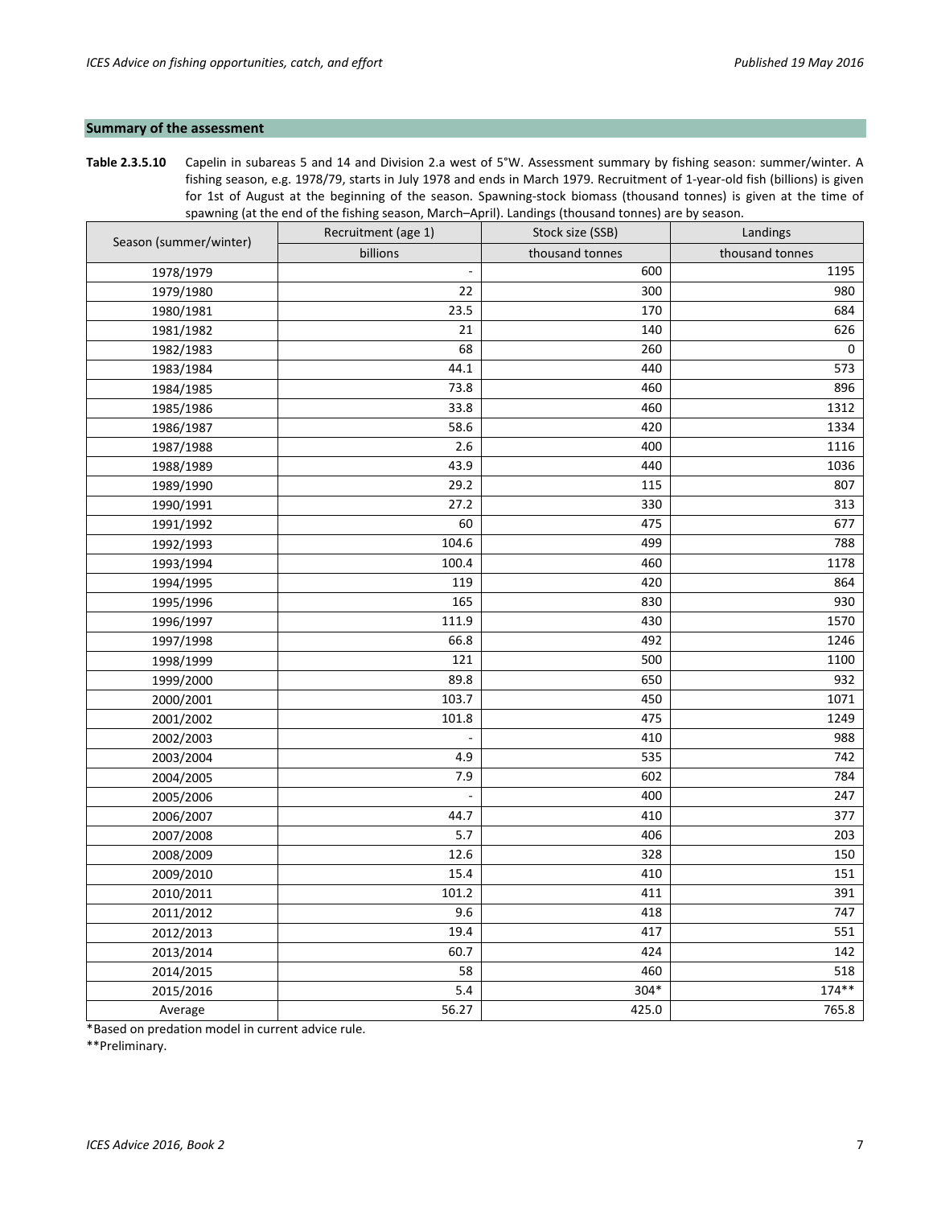## Summary of the assessment

**Table 2.3.5.10** Capelin in subareas 5 and 14 and Division 2.a west of 5°W. Assessment summary by fishing season: summer/winter. A fishing season, e.g. 1978/79, starts in July 1978 and ends in March 1979. Recruitment of 1-year-old fish (billions) is given for 1st of August at the beginning of the season. Spawning-stock biomass (thousand tonnes) is given at the time of spawning (at the end of the fishing season, March–April). Landings (thousand tonnes) are by season.

| Season (summer/winter) | Recruitment (age 1) | Stock size (SSB) | Landings |
|---|---|---|---|
| | billions | thousand tonnes | thousand tonnes |
| 1978/1979 | - | 600 | 1195 |
| 1979/1980 | 22 | 300 | 980 |
| 1980/1981 | 23.5 | 170 | 684 |
| 1981/1982 | 21 | 140 | 626 |
| 1982/1983 | 68 | 260 | 0 |
| 1983/1984 | 44.1 | 440 | 573 |
| 1984/1985 | 73.8 | 460 | 896 |
| 1985/1986 | 33.8 | 460 | 1312 |
| 1986/1987 | 58.6 | 420 | 1334 |
| 1987/1988 | 2.6 | 400 | 1116 |
| 1988/1989 | 43.9 | 440 | 1036 |
| 1989/1990 | 29.2 | 115 | 807 |
| 1990/1991 | 27.2 | 330 | 313 |
| 1991/1992 | 60 | 475 | 677 |
| 1992/1993 | 104.6 | 499 | 788 |
| 1993/1994 | 100.4 | 460 | 1178 |
| 1994/1995 | 119 | 420 | 864 |
| 1995/1996 | 165 | 830 | 930 |
| 1996/1997 | 111.9 | 430 | 1570 |
| 1997/1998 | 66.8 | 492 | 1246 |
| 1998/1999 | 121 | 500 | 1100 |
| 1999/2000 | 89.8 | 650 | 932 |
| 2000/2001 | 103.7 | 450 | 1071 |
| 2001/2002 | 101.8 | 475 | 1249 |
| 2002/2003 | - | 410 | 988 |
| 2003/2004 | 4.9 | 535 | 742 |
| 2004/2005 | 7.9 | 602 | 784 |
| 2005/2006 | - | 400 | 247 |
| 2006/2007 | 44.7 | 410 | 377 |
| 2007/2008 | 5.7 | 406 | 203 |
| 2008/2009 | 12.6 | 328 | 150 |
| 2009/2010 | 15.4 | 410 | 151 |
| 2010/2011 | 101.2 | 411 | 391 |
| 2011/2012 | 9.6 | 418 | 747 |
| 2012/2013 | 19.4 | 417 | 551 |
| 2013/2014 | 60.7 | 424 | 142 |
| 2014/2015 | 58 | 460 | 518 |
| 2015/2016 | 5.4 | 304* | 174** |
| Average | 56.27 | 425.0 | 765.8 |

*Based on predation model in current advice rule.

**Preliminary.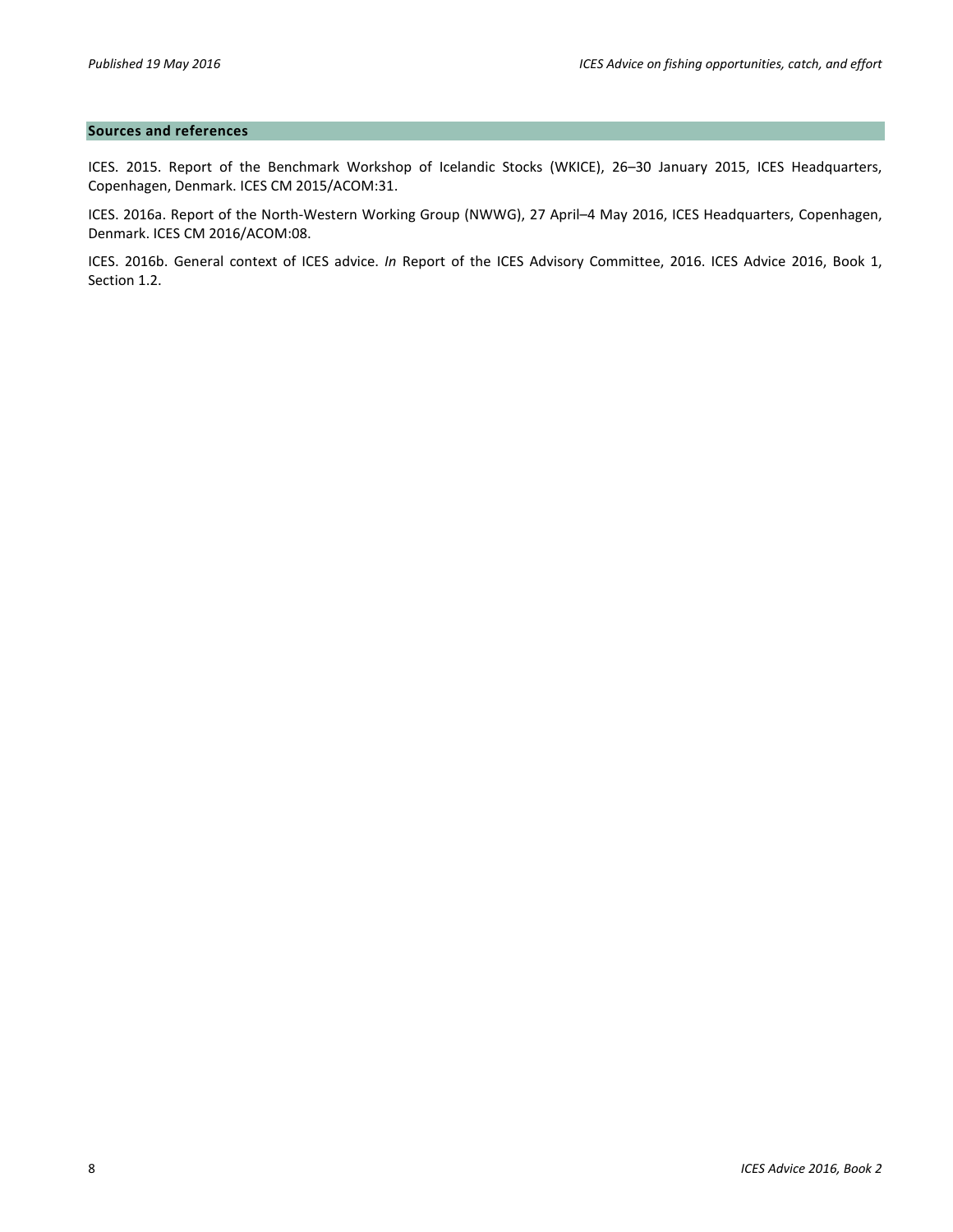## Sources and references

ICES. 2015. Report of the Benchmark Workshop of Icelandic Stocks (WKICE), 26–30 January 2015, ICES Headquarters, Copenhagen, Denmark. ICES CM 2015/ACOM:31.

ICES. 2016a. Report of the North-Western Working Group (NWWG), 27 April–4 May 2016, ICES Headquarters, Copenhagen, Denmark. ICES CM 2016/ACOM:08.

ICES. 2016b. General context of ICES advice. *In* Report of the ICES Advisory Committee, 2016. ICES Advice 2016, Book 1, Section 1.2.